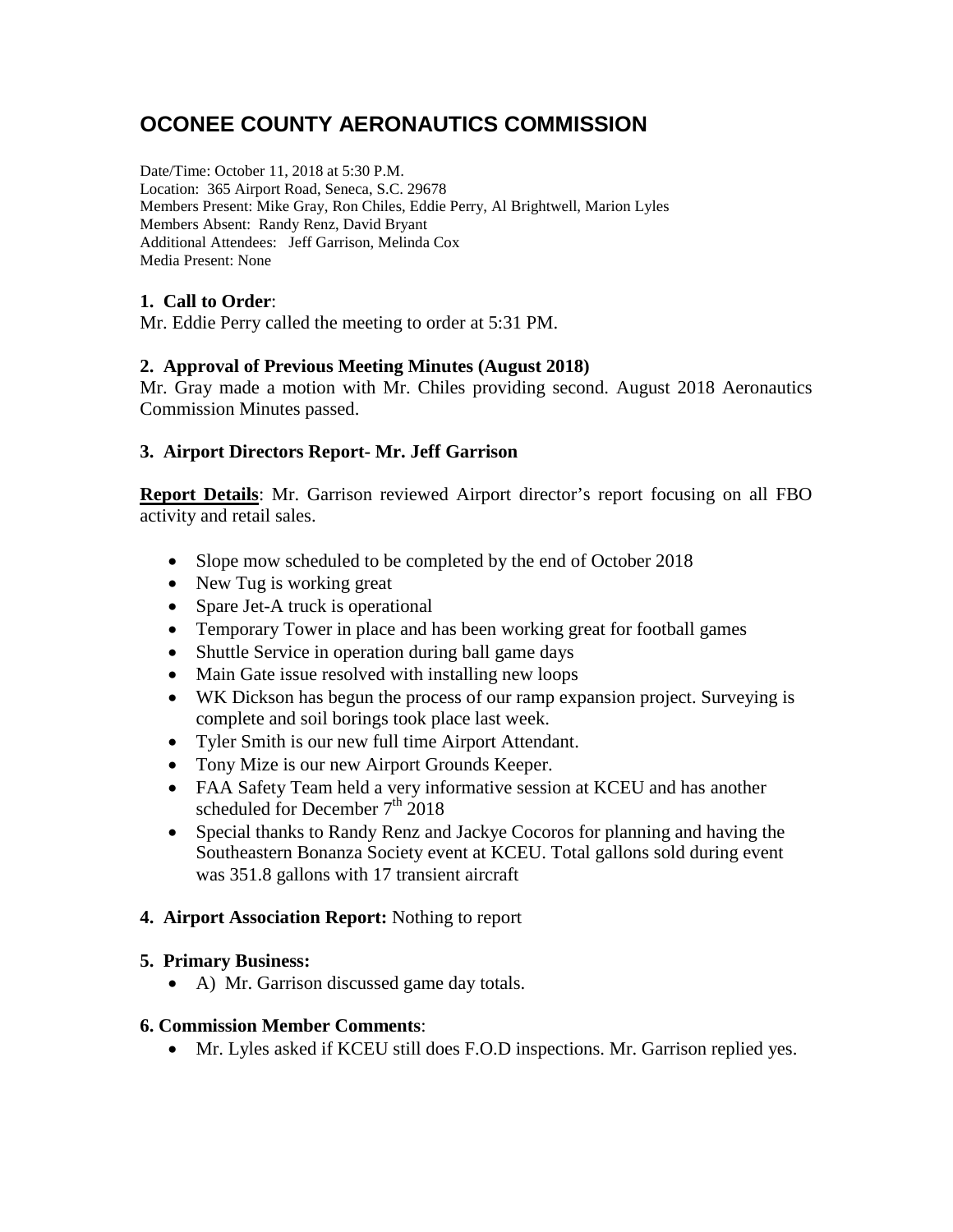# OCONEE COUNTY AERONAUTICS COMMISSION

Date/Time: October 11, 2018 at 5:30 P.M.
Location: 365 Airport Road, Seneca, S.C. 29678
Members Present: Mike Gray, Ron Chiles, Eddie Perry, Al Brightwell, Marion Lyles
Members Absent: Randy Renz, David Bryant
Additional Attendees: Jeff Garrison, Melinda Cox
Media Present: None

**1. Call to Order**:
Mr. Eddie Perry called the meeting to order at 5:31 PM.

**2. Approval of Previous Meeting Minutes (August 2018)**
Mr. Gray made a motion with Mr. Chiles providing second. August 2018 Aeronautics Commission Minutes passed.

**3. Airport Directors Report- Mr. Jeff Garrison**

**Report Details**: Mr. Garrison reviewed Airport director's report focusing on all FBO activity and retail sales.

- Slope mow scheduled to be completed by the end of October 2018
- New Tug is working great
- Spare Jet-A truck is operational
- Temporary Tower in place and has been working great for football games
- Shuttle Service in operation during ball game days
- Main Gate issue resolved with installing new loops
- WK Dickson has begun the process of our ramp expansion project. Surveying is complete and soil borings took place last week.
- Tyler Smith is our new full time Airport Attendant.
- Tony Mize is our new Airport Grounds Keeper.
- FAA Safety Team held a very informative session at KCEU and has another scheduled for December 7th 2018
- Special thanks to Randy Renz and Jackye Cocoros for planning and having the Southeastern Bonanza Society event at KCEU. Total gallons sold during event was 351.8 gallons with 17 transient aircraft

**4. Airport Association Report:** Nothing to report

**5. Primary Business:**

- A) Mr. Garrison discussed game day totals.

**6. Commission Member Comments**:

- Mr. Lyles asked if KCEU still does F.O.D inspections. Mr. Garrison replied yes.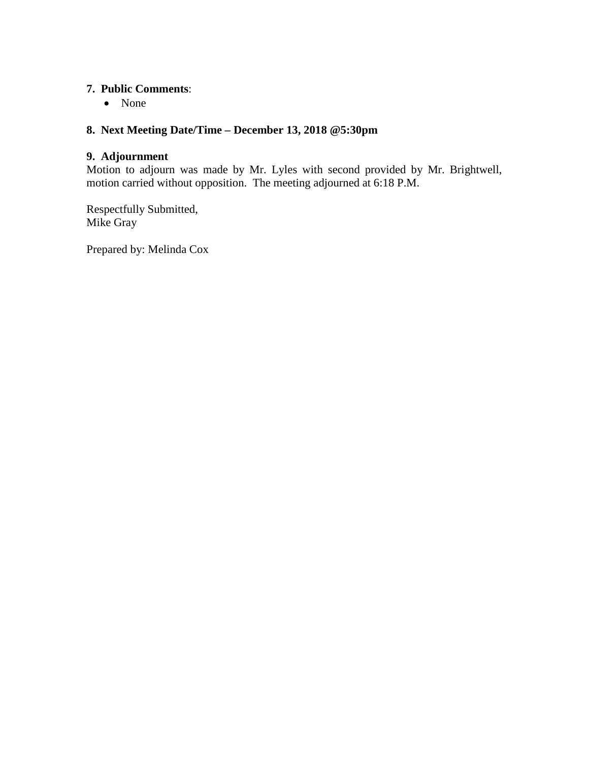**7. Public Comments**:

- None

**8. Next Meeting Date/Time – December 13, 2018 @5:30pm**

**9. Adjournment**

Motion to adjourn was made by Mr. Lyles with second provided by Mr. Brightwell, motion carried without opposition. The meeting adjourned at 6:18 P.M.

Respectfully Submitted,
Mike Gray

Prepared by: Melinda Cox